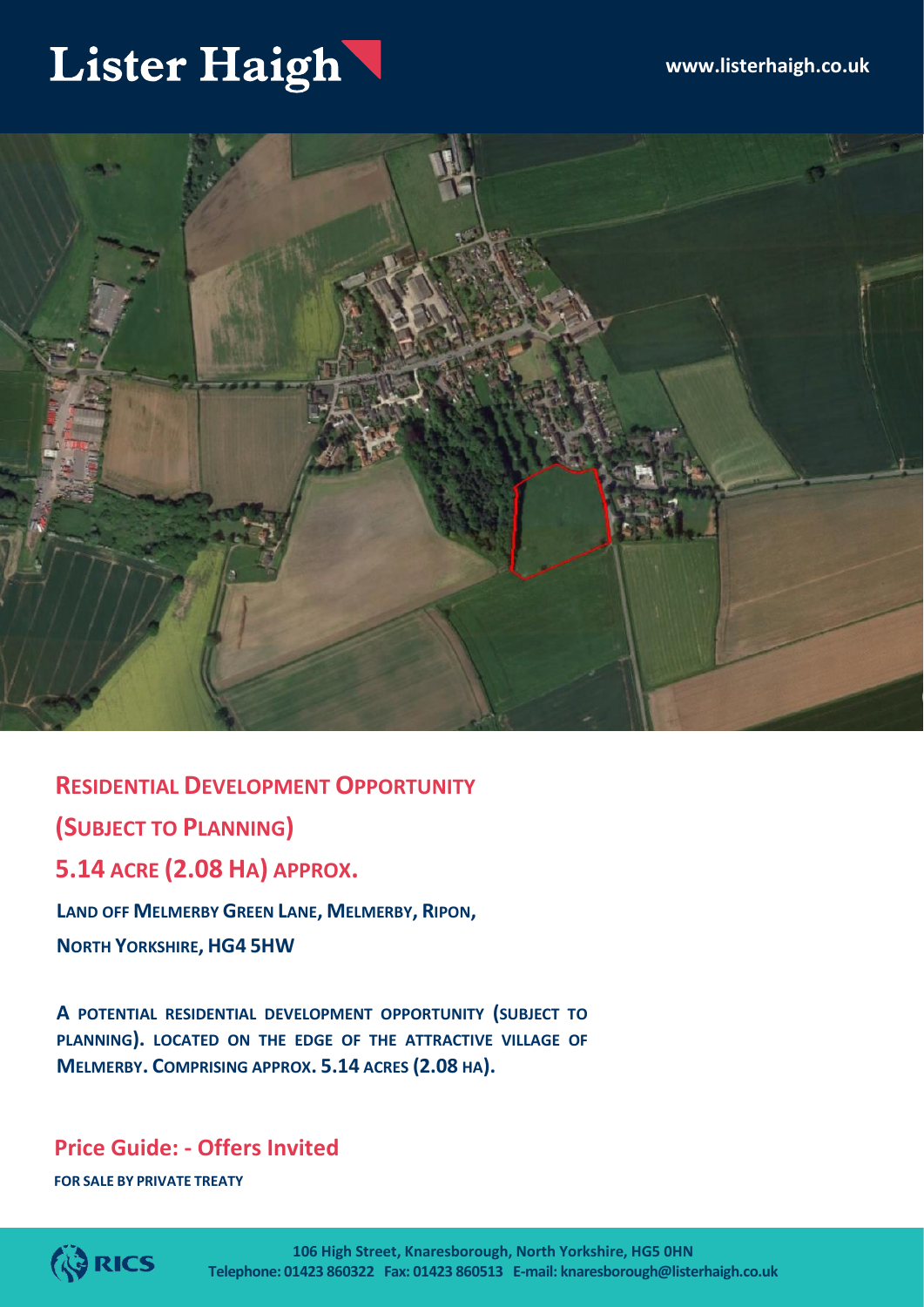# Lister Haigh

www.listerhaigh.co.uk

## RESIDENTIAL DEVELOPMENT OPPORTUNITY

## (SUBJECT TO PLANNING)

## 5.14 ACRE (2.08 HA) APPROX.

**LAND OFF MELMERBY GREEN LANE, MELMERBY, RIPON, NORTH YORKSHIRE, HG4 5HW**

**A POTENTIAL RESIDENTIAL DEVELOPMENT OPPORTUNITY (SUBJECT TO PLANNING). LOCATED ON THE EDGE OF THE ATTRACTIVE VILLAGE OF MELMERBY. COMPRISING APPROX. 5.14 ACRES (2.08 HA).**

### Price Guide: - Offers Invited

**FOR SALE BY PRIVATE TREATY**

RICS

106 High Street, Knaresborough, North Yorkshire, HG5 0HN
Telephone: 01423 860322 Fax: 01423 860513 E-mail: knaresborough@listerhaigh.co.uk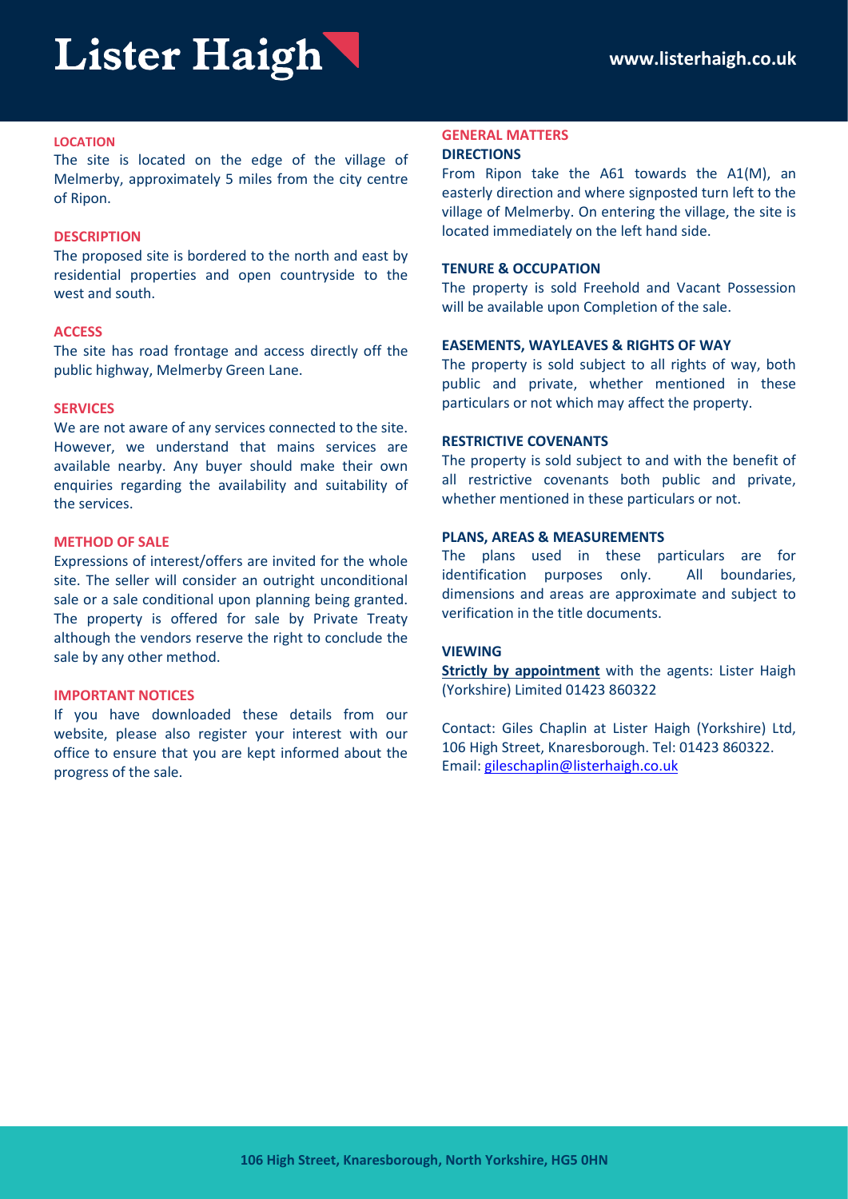## LOCATION

The site is located on the edge of the village of Melmerby, approximately 5 miles from the city centre of Ripon.

## DESCRIPTION

The proposed site is bordered to the north and east by residential properties and open countryside to the west and south.

## ACCESS

The site has road frontage and access directly off the public highway, Melmerby Green Lane.

## SERVICES

We are not aware of any services connected to the site. However, we understand that mains services are available nearby. Any buyer should make their own enquiries regarding the availability and suitability of the services.

## METHOD OF SALE

Expressions of interest/offers are invited for the whole site. The seller will consider an outright unconditional sale or a sale conditional upon planning being granted. The property is offered for sale by Private Treaty although the vendors reserve the right to conclude the sale by any other method.

## IMPORTANT NOTICES

If you have downloaded these details from our website, please also register your interest with our office to ensure that you are kept informed about the progress of the sale.

## GENERAL MATTERS

### DIRECTIONS

From Ripon take the A61 towards the A1(M), an easterly direction and where signposted turn left to the village of Melmerby. On entering the village, the site is located immediately on the left hand side.

### TENURE & OCCUPATION

The property is sold Freehold and Vacant Possession will be available upon Completion of the sale.

### EASEMENTS, WAYLEAVES & RIGHTS OF WAY

The property is sold subject to all rights of way, both public and private, whether mentioned in these particulars or not which may affect the property.

### RESTRICTIVE COVENANTS

The property is sold subject to and with the benefit of all restrictive covenants both public and private, whether mentioned in these particulars or not.

### PLANS, AREAS & MEASUREMENTS

The plans used in these particulars are for identification purposes only. All boundaries, dimensions and areas are approximate and subject to verification in the title documents.

### VIEWING

**Strictly by appointment** with the agents: Lister Haigh (Yorkshire) Limited 01423 860322

Contact: Giles Chaplin at Lister Haigh (Yorkshire) Ltd, 106 High Street, Knaresborough. Tel: 01423 860322.
Email: gileschaplin@listerhaigh.co.uk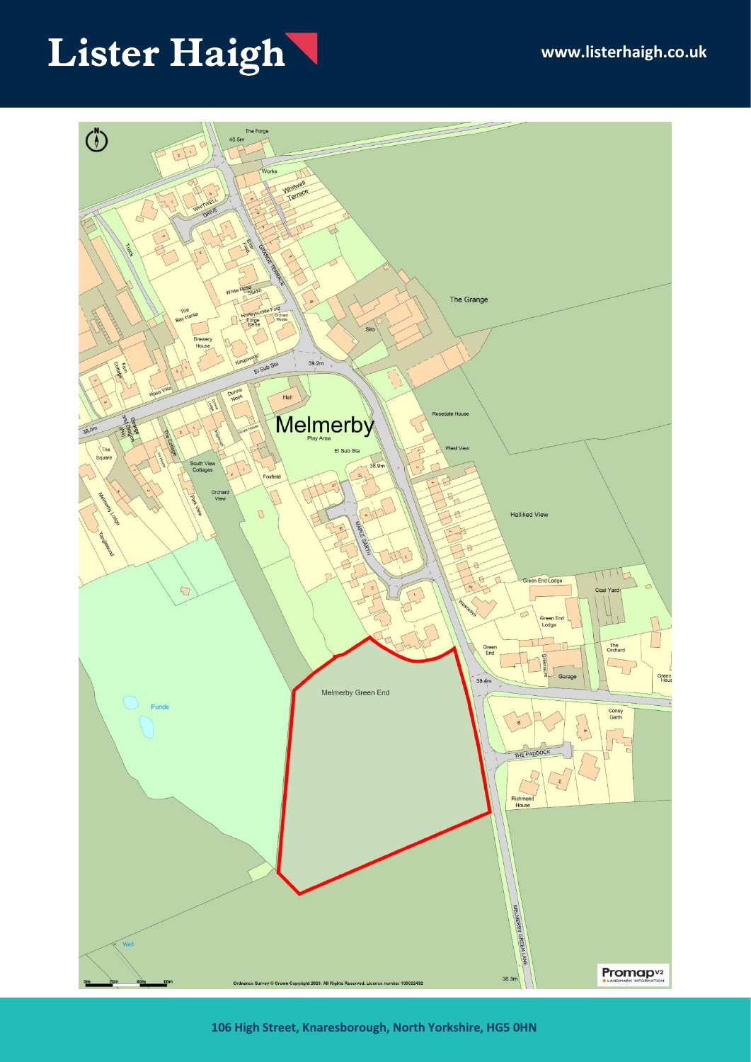# Lister Haigh

www.listerhaigh.co.uk

106 High Street, Knaresborough, North Yorkshire, HG5 0HN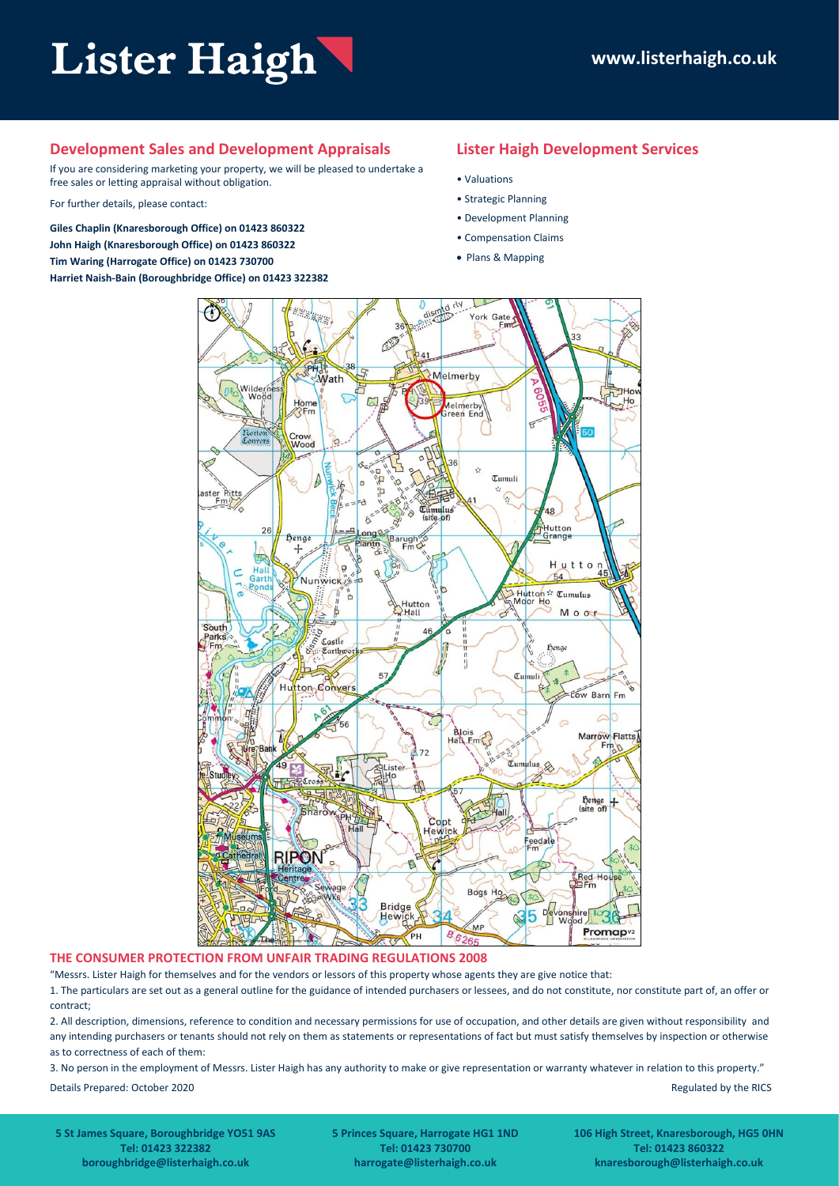# Lister Haigh

www.listerhaigh.co.uk

## Development Sales and Development Appraisals

If you are considering marketing your property, we will be pleased to undertake a free sales or letting appraisal without obligation.

For further details, please contact:

**Giles Chaplin (Knaresborough Office) on 01423 860322**
**John Haigh (Knaresborough Office) on 01423 860322**
**Tim Waring (Harrogate Office) on 01423 730700**
**Harriet Naish-Bain (Boroughbridge Office) on 01423 322382**

## Lister Haigh Development Services

- Valuations
- Strategic Planning
- Development Planning
- Compensation Claims
- Plans & Mapping

## THE CONSUMER PROTECTION FROM UNFAIR TRADING REGULATIONS 2008

"Messrs. Lister Haigh for themselves and for the vendors or lessors of this property whose agents they are give notice that:

1. The particulars are set out as a general outline for the guidance of intended purchasers or lessees, and do not constitute, nor constitute part of, an offer or contract;

2. All description, dimensions, reference to condition and necessary permissions for use of occupation, and other details are given without responsibility and any intending purchasers or tenants should not rely on them as statements or representations of fact but must satisfy themselves by inspection or otherwise as to correctness of each of them:

3. No person in the employment of Messrs. Lister Haigh has any authority to make or give representation or warranty whatever in relation to this property."

Details Prepared: October 2020

Regulated by the RICS

**5 St James Square, Boroughbridge YO51 9AS**
**Tel: 01423 322382**
**boroughbridge@listerhaigh.co.uk**

**5 Princes Square, Harrogate HG1 1ND**
**Tel: 01423 730700**
**harrogate@listerhaigh.co.uk**

**106 High Street, Knaresborough, HG5 0HN**
**Tel: 01423 860322**
**knaresborough@listerhaigh.co.uk**